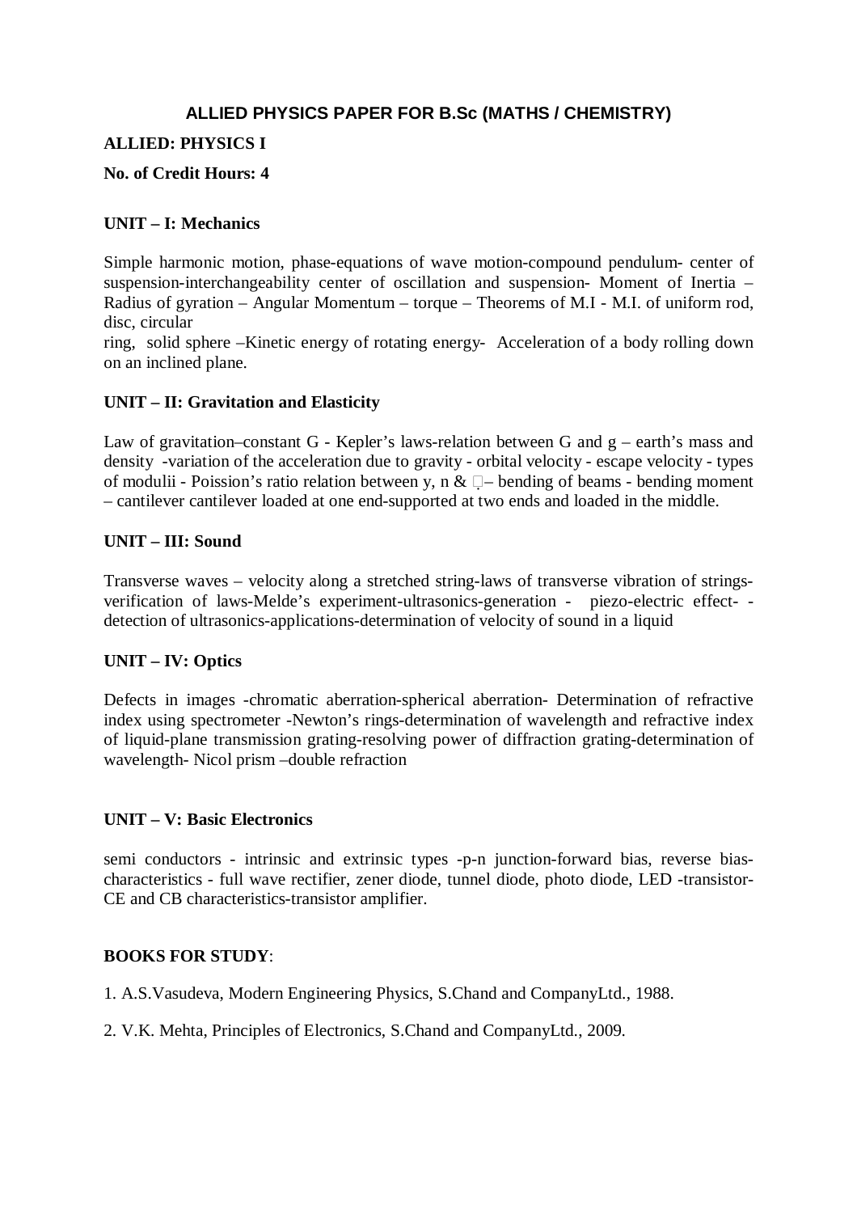## ALLIED PHYSICS PAPER FOR B.Sc (MATHS / CHEMISTRY)

**ALLIED: PHYSICS I**

**No. of Credit Hours: 4**

### UNIT – I: Mechanics

Simple harmonic motion, phase-equations of wave motion-compound pendulum- center of suspension-interchangeability center of oscillation and suspension- Moment of Inertia – Radius of gyration – Angular Momentum – torque – Theorems of M.I - M.I. of uniform rod, disc, circular
ring, solid sphere –Kinetic energy of rotating energy- Acceleration of a body rolling down on an inclined plane.

### UNIT – II: Gravitation and Elasticity

Law of gravitation–constant G - Kepler's laws-relation between G and g – earth's mass and density -variation of the acceleration due to gravity - orbital velocity - escape velocity - types of modulii - Poission's ratio relation between y, n & – bending of beams - bending moment – cantilever cantilever loaded at one end-supported at two ends and loaded in the middle.

### UNIT – III: Sound

Transverse waves – velocity along a stretched string-laws of transverse vibration of strings-verification of laws-Melde's experiment-ultrasonics-generation - piezo-electric effect- - detection of ultrasonics-applications-determination of velocity of sound in a liquid

### UNIT – IV: Optics

Defects in images -chromatic aberration-spherical aberration- Determination of refractive index using spectrometer -Newton's rings-determination of wavelength and refractive index of liquid-plane transmission grating-resolving power of diffraction grating-determination of wavelength- Nicol prism –double refraction

### UNIT – V: Basic Electronics

semi conductors - intrinsic and extrinsic types -p-n junction-forward bias, reverse bias-characteristics - full wave rectifier, zener diode, tunnel diode, photo diode, LED -transistor-CE and CB characteristics-transistor amplifier.

**BOOKS FOR STUDY**:

1. A.S.Vasudeva, Modern Engineering Physics, S.Chand and CompanyLtd., 1988.

2. V.K. Mehta, Principles of Electronics, S.Chand and CompanyLtd., 2009.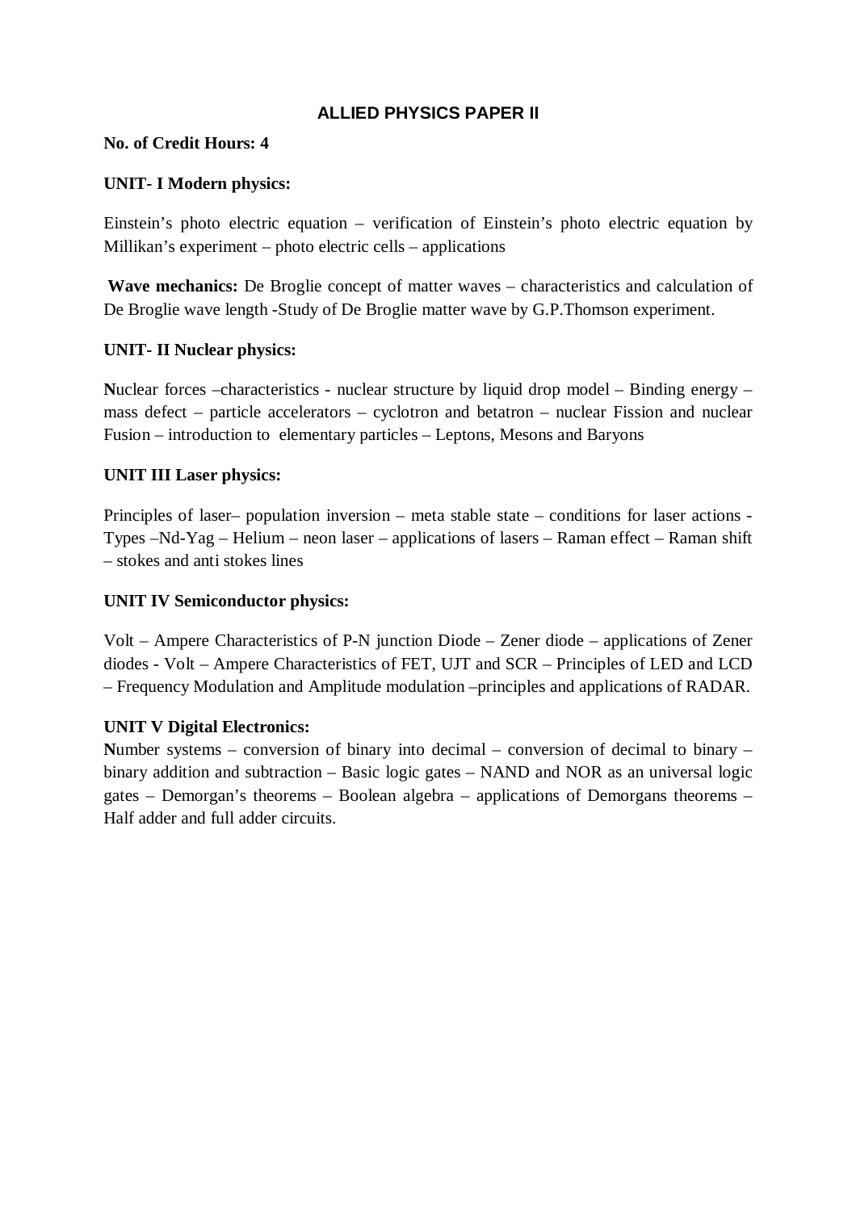## ALLIED PHYSICS PAPER II

**No. of Credit Hours: 4**

**UNIT- I Modern physics:**

Einstein's photo electric equation – verification of Einstein's photo electric equation by Millikan's experiment – photo electric cells – applications

**Wave mechanics:** De Broglie concept of matter waves – characteristics and calculation of De Broglie wave length -Study of De Broglie matter wave by G.P.Thomson experiment.

**UNIT- II Nuclear physics:**

**N**uclear forces –characteristics - nuclear structure by liquid drop model – Binding energy – mass defect – particle accelerators – cyclotron and betatron – nuclear Fission and nuclear Fusion – introduction to elementary particles – Leptons, Mesons and Baryons

**UNIT III Laser physics:**

Principles of laser– population inversion – meta stable state – conditions for laser actions - Types –Nd-Yag – Helium – neon laser – applications of lasers – Raman effect – Raman shift – stokes and anti stokes lines

**UNIT IV Semiconductor physics:**

Volt – Ampere Characteristics of P-N junction Diode – Zener diode – applications of Zener diodes - Volt – Ampere Characteristics of FET, UJT and SCR – Principles of LED and LCD – Frequency Modulation and Amplitude modulation –principles and applications of RADAR.

**UNIT V Digital Electronics:**

**N**umber systems – conversion of binary into decimal – conversion of decimal to binary – binary addition and subtraction – Basic logic gates – NAND and NOR as an universal logic gates – Demorgan's theorems – Boolean algebra – applications of Demorgans theorems – Half adder and full adder circuits.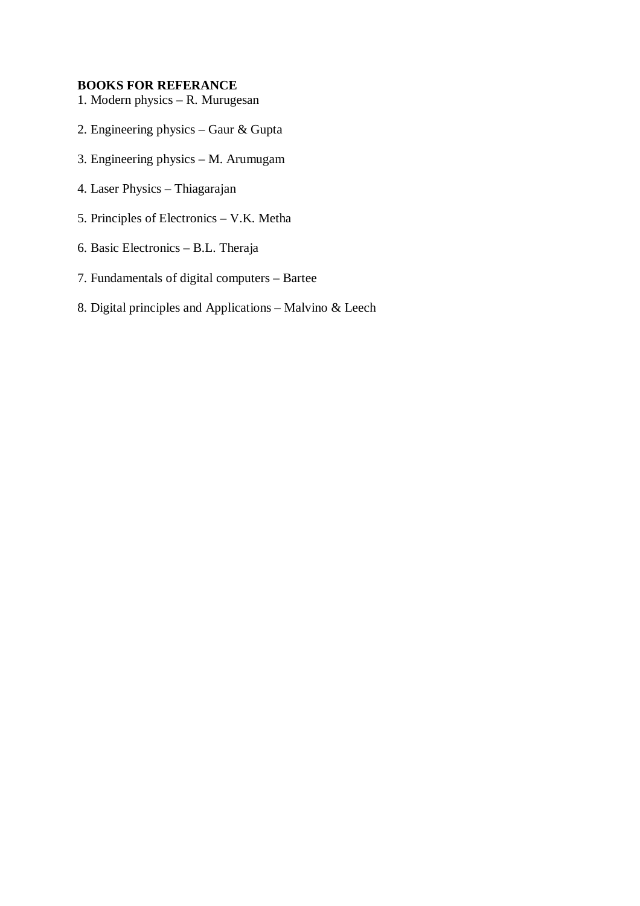**BOOKS FOR REFERANCE**

1. Modern physics – R. Murugesan

2. Engineering physics – Gaur & Gupta

3. Engineering physics – M. Arumugam

4. Laser Physics – Thiagarajan

5. Principles of Electronics – V.K. Metha

6. Basic Electronics – B.L. Theraja

7. Fundamentals of digital computers – Bartee

8. Digital principles and Applications – Malvino & Leech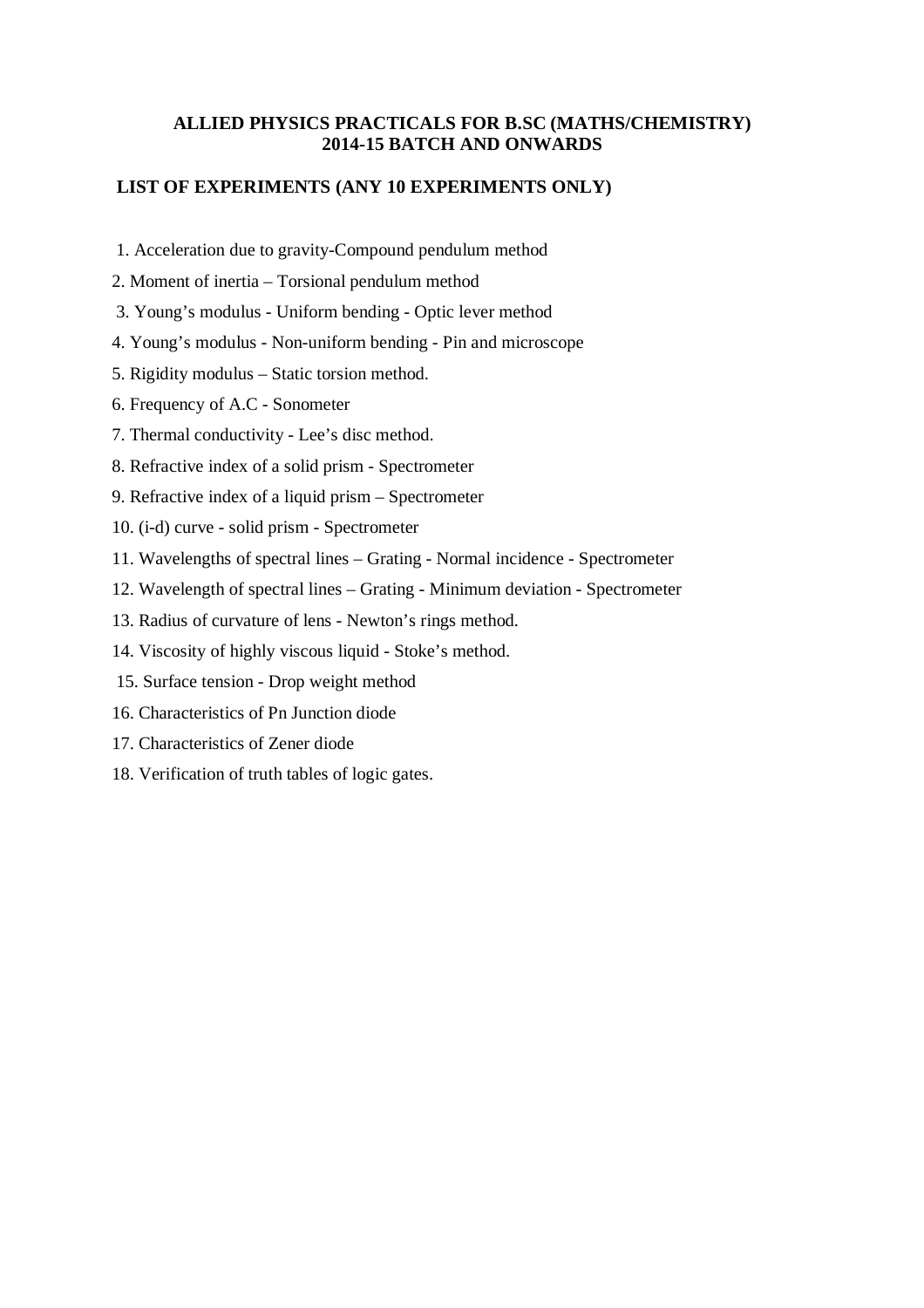**ALLIED PHYSICS PRACTICALS FOR B.SC (MATHS/CHEMISTRY)**
**2014-15 BATCH AND ONWARDS**

**LIST OF EXPERIMENTS (ANY 10 EXPERIMENTS ONLY)**

1. Acceleration due to gravity-Compound pendulum method
2. Moment of inertia – Torsional pendulum method
3. Young's modulus - Uniform bending - Optic lever method
4. Young's modulus - Non-uniform bending - Pin and microscope
5. Rigidity modulus – Static torsion method.
6. Frequency of A.C - Sonometer
7. Thermal conductivity - Lee's disc method.
8. Refractive index of a solid prism - Spectrometer
9. Refractive index of a liquid prism – Spectrometer
10. (i-d) curve - solid prism - Spectrometer
11. Wavelengths of spectral lines – Grating - Normal incidence - Spectrometer
12. Wavelength of spectral lines – Grating - Minimum deviation - Spectrometer
13. Radius of curvature of lens - Newton's rings method.
14. Viscosity of highly viscous liquid - Stoke's method.
15. Surface tension - Drop weight method
16. Characteristics of Pn Junction diode
17. Characteristics of Zener diode
18. Verification of truth tables of logic gates.